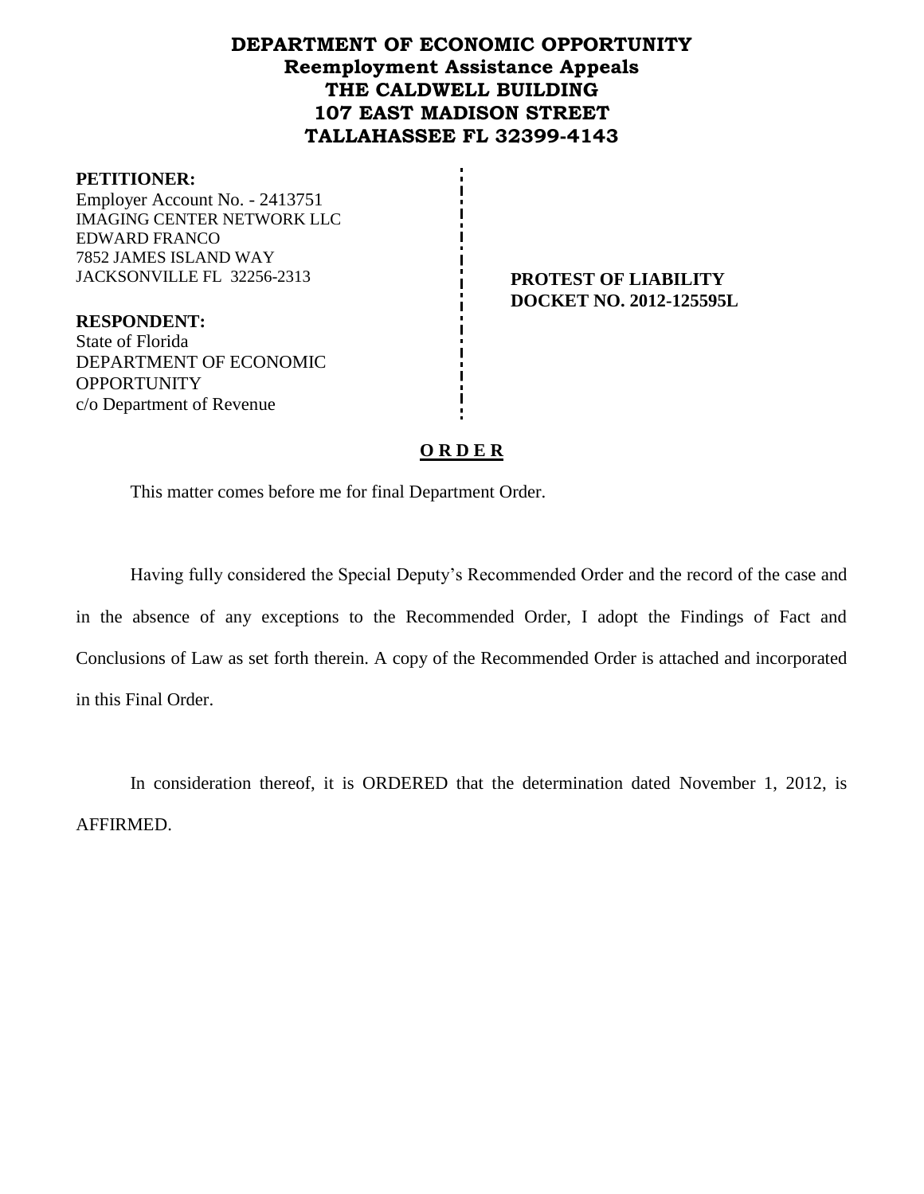# DEPARTMENT OF ECONOMIC OPPORTUNITY
## Reemployment Assistance Appeals
## THE CALDWELL BUILDING
## 107 EAST MADISON STREET
## TALLAHASSEE FL 32399-4143

**PETITIONER:**
Employer Account No. - 2413751
IMAGING CENTER NETWORK LLC
EDWARD FRANCO
7852 JAMES ISLAND WAY
JACKSONVILLE FL 32256-2313

**PROTEST OF LIABILITY**
**DOCKET NO. 2012-125595L**

**RESPONDENT:**
State of Florida
DEPARTMENT OF ECONOMIC
OPPORTUNITY
c/o Department of Revenue

**O R D E R**

This matter comes before me for final Department Order.

Having fully considered the Special Deputy's Recommended Order and the record of the case and in the absence of any exceptions to the Recommended Order, I adopt the Findings of Fact and Conclusions of Law as set forth therein. A copy of the Recommended Order is attached and incorporated in this Final Order.

In consideration thereof, it is ORDERED that the determination dated November 1, 2012, is AFFIRMED.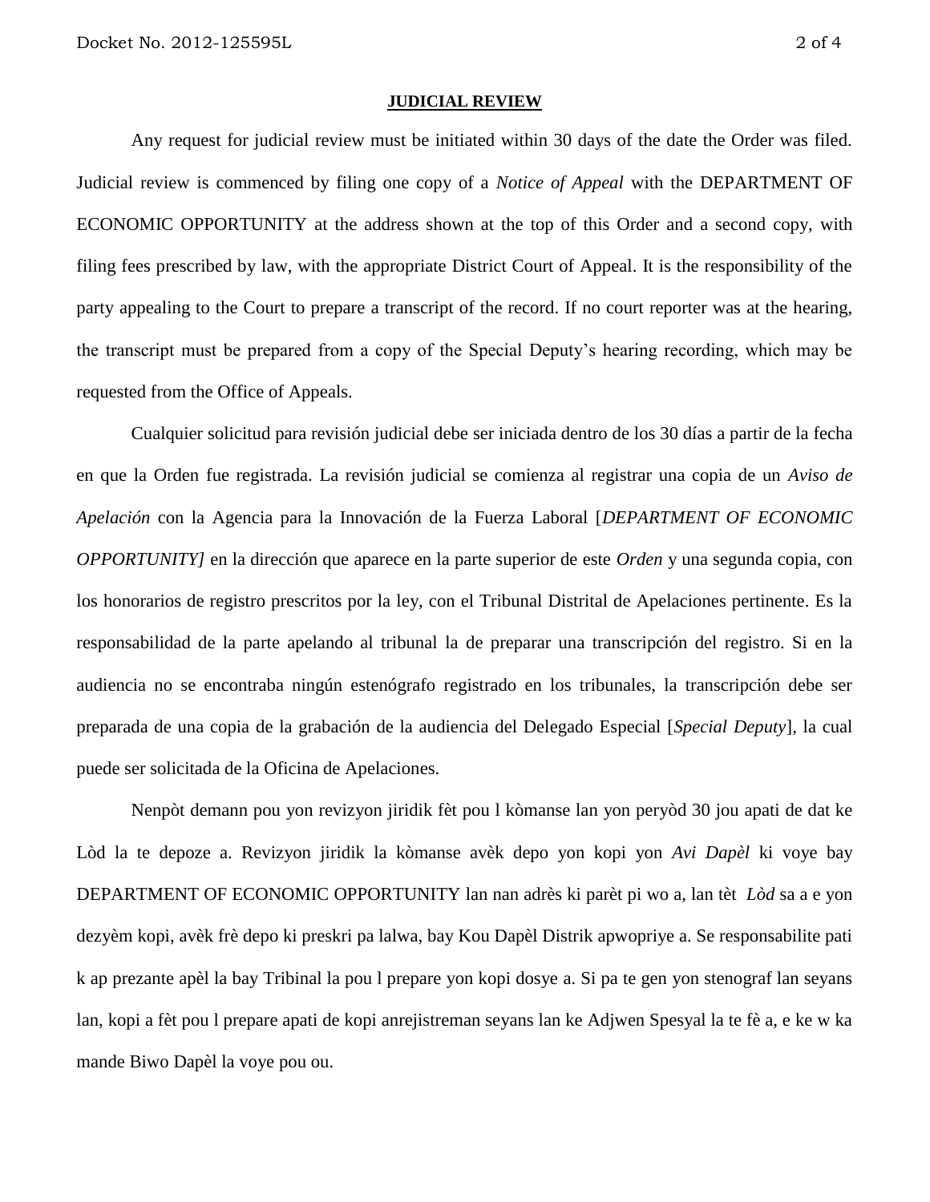**JUDICIAL REVIEW**

Any request for judicial review must be initiated within 30 days of the date the Order was filed. Judicial review is commenced by filing one copy of a *Notice of Appeal* with the DEPARTMENT OF ECONOMIC OPPORTUNITY at the address shown at the top of this Order and a second copy, with filing fees prescribed by law, with the appropriate District Court of Appeal. It is the responsibility of the party appealing to the Court to prepare a transcript of the record. If no court reporter was at the hearing, the transcript must be prepared from a copy of the Special Deputy's hearing recording, which may be requested from the Office of Appeals.

Cualquier solicitud para revisión judicial debe ser iniciada dentro de los 30 días a partir de la fecha en que la Orden fue registrada. La revisión judicial se comienza al registrar una copia de un *Aviso de Apelación* con la Agencia para la Innovación de la Fuerza Laboral [*DEPARTMENT OF ECONOMIC OPPORTUNITY]* en la dirección que aparece en la parte superior de este *Orden* y una segunda copia, con los honorarios de registro prescritos por la ley, con el Tribunal Distrital de Apelaciones pertinente. Es la responsabilidad de la parte apelando al tribunal la de preparar una transcripción del registro. Si en la audiencia no se encontraba ningún estenógrafo registrado en los tribunales, la transcripción debe ser preparada de una copia de la grabación de la audiencia del Delegado Especial [*Special Deputy*], la cual puede ser solicitada de la Oficina de Apelaciones.

Nenpòt demann pou yon revizyon jiridik fèt pou l kòmanse lan yon peryòd 30 jou apati de dat ke Lòd la te depoze a. Revizyon jiridik la kòmanse avèk depo yon kopi yon *Avi Dapèl* ki voye bay DEPARTMENT OF ECONOMIC OPPORTUNITY lan nan adrès ki parèt pi wo a, lan tèt *Lòd* sa a e yon dezyèm kopi, avèk frè depo ki preskri pa lalwa, bay Kou Dapèl Distrik apwopriye a. Se responsabilite pati k ap prezante apèl la bay Tribinal la pou l prepare yon kopi dosye a. Si pa te gen yon stenograf lan seyans lan, kopi a fèt pou l prepare apati de kopi anrejistreman seyans lan ke Adjwen Spesyal la te fè a, e ke w ka mande Biwo Dapèl la voye pou ou.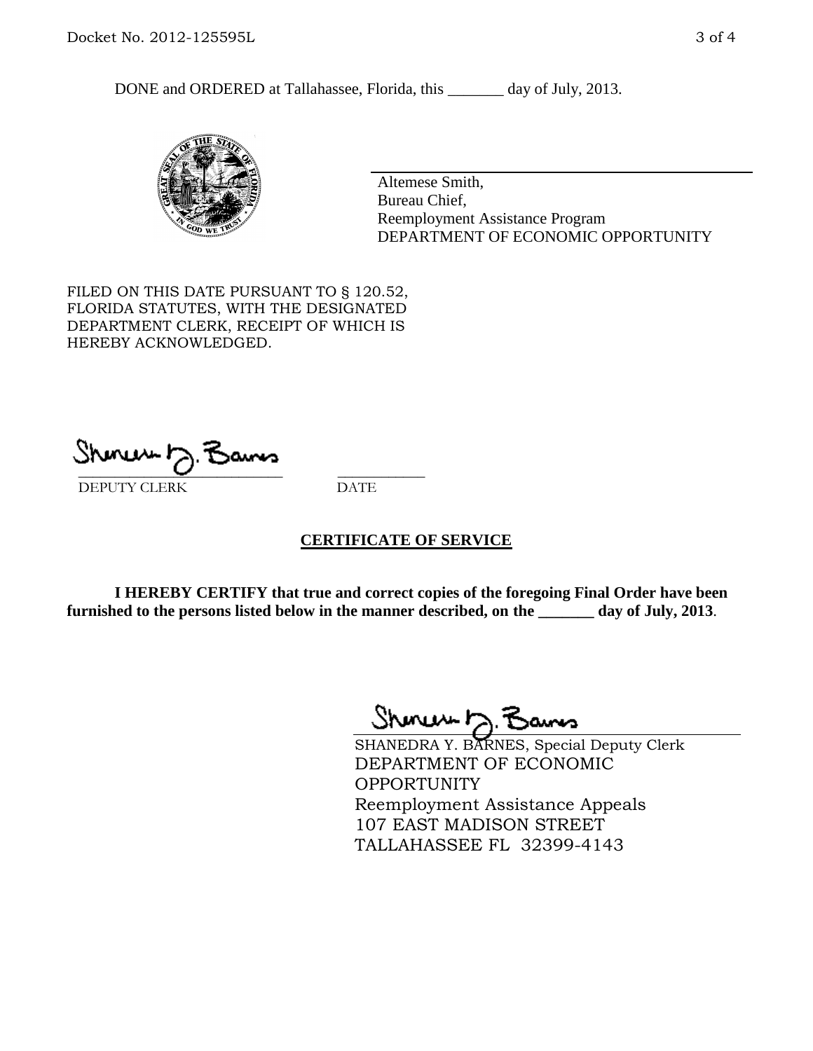DONE and ORDERED at Tallahassee, Florida, this _______ day of July, 2013.

Altemese Smith,
Bureau Chief,
Reemployment Assistance Program
DEPARTMENT OF ECONOMIC OPPORTUNITY

FILED ON THIS DATE PURSUANT TO § 120.52, FLORIDA STATUTES, WITH THE DESIGNATED DEPARTMENT CLERK, RECEIPT OF WHICH IS HEREBY ACKNOWLEDGED.

_____________________________ ___________
DEPUTY CLERK DATE

**CERTIFICATE OF SERVICE**

**I HEREBY CERTIFY that true and correct copies of the foregoing Final Order have been furnished to the persons listed below in the manner described, on the _______ day of July, 2013.**

SHANEDRA Y. BARNES, Special Deputy Clerk
DEPARTMENT OF ECONOMIC OPPORTUNITY
Reemployment Assistance Appeals
107 EAST MADISON STREET
TALLAHASSEE FL 32399-4143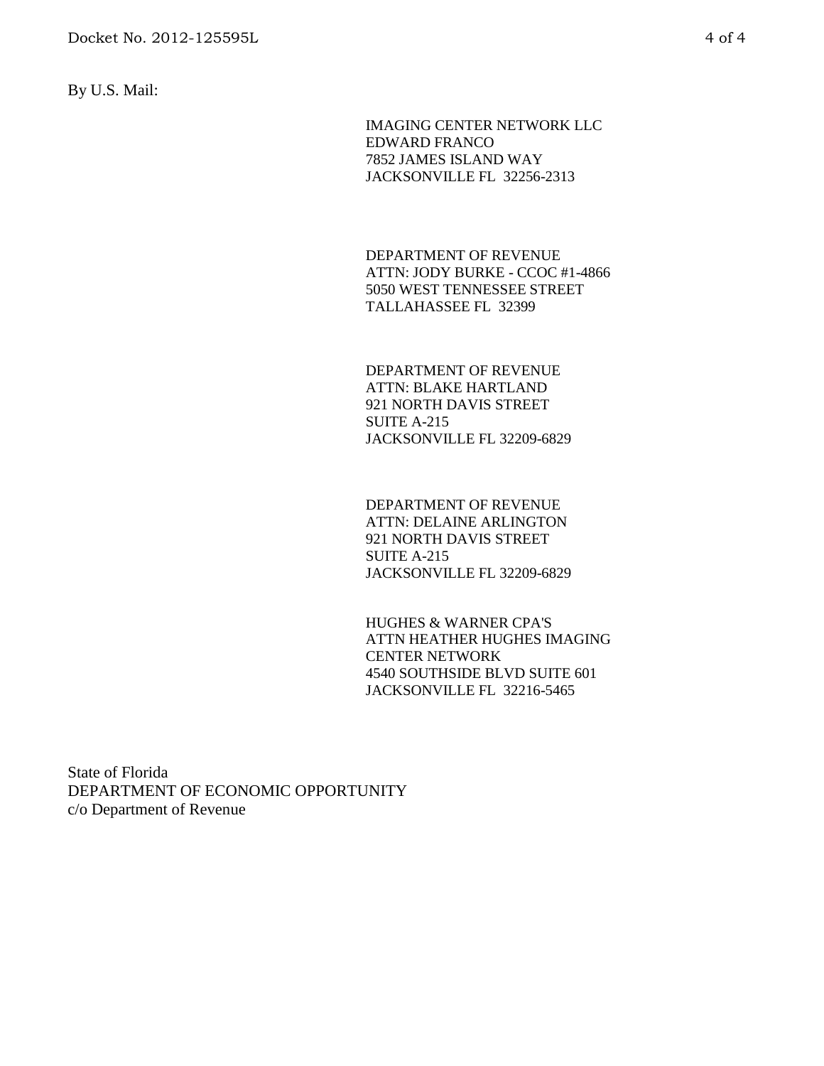By U.S. Mail:

IMAGING CENTER NETWORK LLC
EDWARD FRANCO
7852 JAMES ISLAND WAY
JACKSONVILLE FL 32256-2313

DEPARTMENT OF REVENUE
ATTN: JODY BURKE - CCOC #1-4866
5050 WEST TENNESSEE STREET
TALLAHASSEE FL 32399

DEPARTMENT OF REVENUE
ATTN: BLAKE HARTLAND
921 NORTH DAVIS STREET
SUITE A-215
JACKSONVILLE FL 32209-6829

DEPARTMENT OF REVENUE
ATTN: DELAINE ARLINGTON
921 NORTH DAVIS STREET
SUITE A-215
JACKSONVILLE FL 32209-6829

HUGHES & WARNER CPA'S
ATTN HEATHER HUGHES IMAGING
CENTER NETWORK
4540 SOUTHSIDE BLVD SUITE 601
JACKSONVILLE FL 32216-5465

State of Florida
DEPARTMENT OF ECONOMIC OPPORTUNITY
c/o Department of Revenue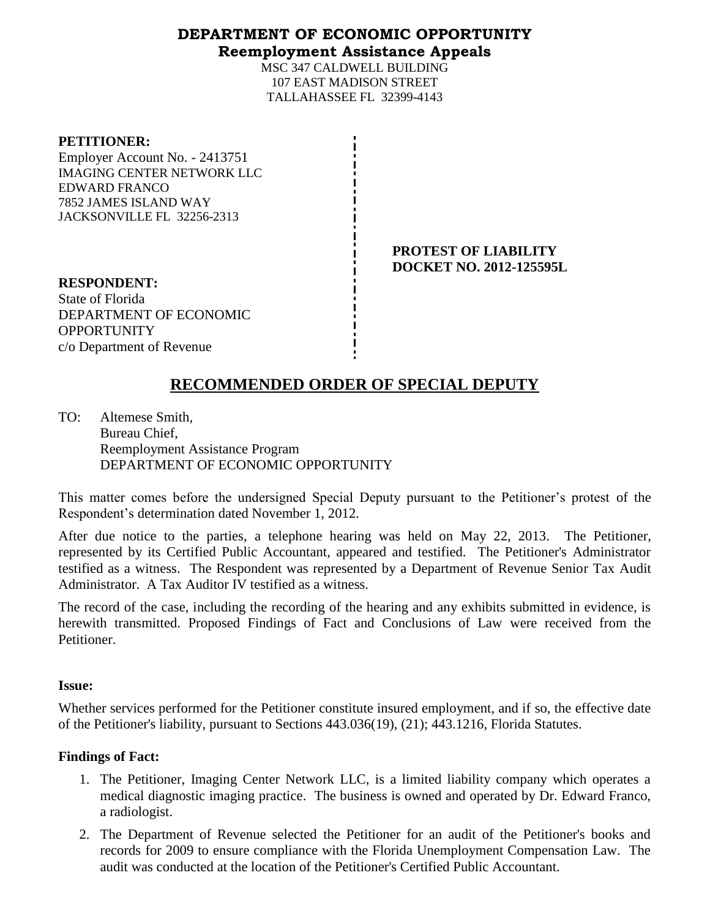# DEPARTMENT OF ECONOMIC OPPORTUNITY
## Reemployment Assistance Appeals

MSC 347 CALDWELL BUILDING
107 EAST MADISON STREET
TALLAHASSEE FL 32399-4143

**PETITIONER:**
Employer Account No. - 2413751
IMAGING CENTER NETWORK LLC
EDWARD FRANCO
7852 JAMES ISLAND WAY
JACKSONVILLE FL 32256-2313

**PROTEST OF LIABILITY**
**DOCKET NO. 2012-125595L**

**RESPONDENT:**
State of Florida
DEPARTMENT OF ECONOMIC OPPORTUNITY
c/o Department of Revenue

# RECOMMENDED ORDER OF SPECIAL DEPUTY

TO: Altemese Smith,
Bureau Chief,
Reemployment Assistance Program
DEPARTMENT OF ECONOMIC OPPORTUNITY

This matter comes before the undersigned Special Deputy pursuant to the Petitioner's protest of the Respondent's determination dated November 1, 2012.

After due notice to the parties, a telephone hearing was held on May 22, 2013. The Petitioner, represented by its Certified Public Accountant, appeared and testified. The Petitioner's Administrator testified as a witness. The Respondent was represented by a Department of Revenue Senior Tax Audit Administrator. A Tax Auditor IV testified as a witness.

The record of the case, including the recording of the hearing and any exhibits submitted in evidence, is herewith transmitted. Proposed Findings of Fact and Conclusions of Law were received from the Petitioner.

**Issue:**

Whether services performed for the Petitioner constitute insured employment, and if so, the effective date of the Petitioner's liability, pursuant to Sections 443.036(19), (21); 443.1216, Florida Statutes.

**Findings of Fact:**

1. The Petitioner, Imaging Center Network LLC, is a limited liability company which operates a medical diagnostic imaging practice. The business is owned and operated by Dr. Edward Franco, a radiologist.
2. The Department of Revenue selected the Petitioner for an audit of the Petitioner's books and records for 2009 to ensure compliance with the Florida Unemployment Compensation Law. The audit was conducted at the location of the Petitioner's Certified Public Accountant.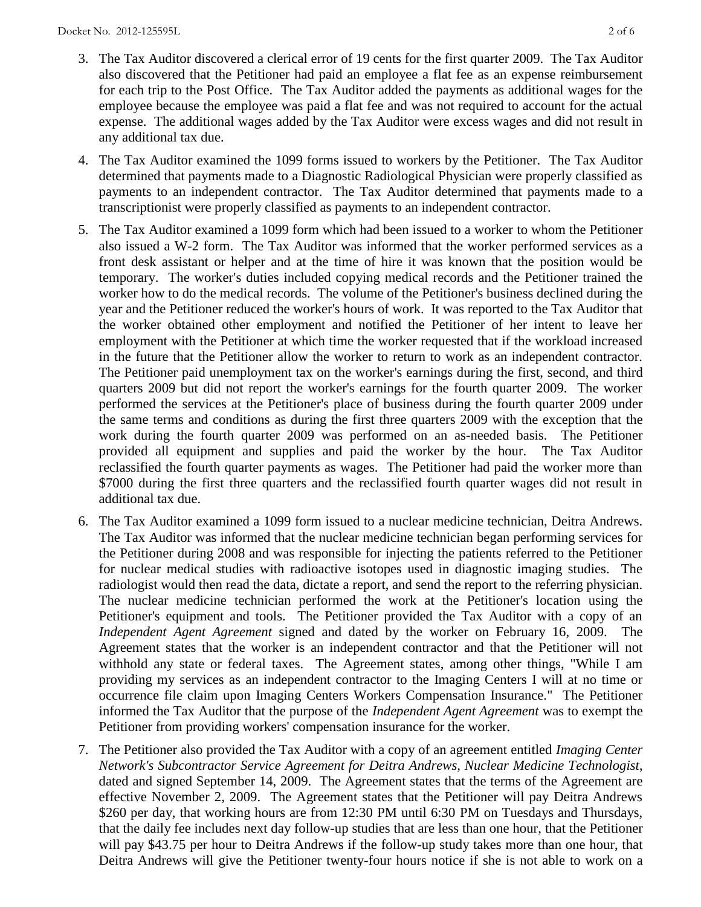3. The Tax Auditor discovered a clerical error of 19 cents for the first quarter 2009. The Tax Auditor also discovered that the Petitioner had paid an employee a flat fee as an expense reimbursement for each trip to the Post Office. The Tax Auditor added the payments as additional wages for the employee because the employee was paid a flat fee and was not required to account for the actual expense. The additional wages added by the Tax Auditor were excess wages and did not result in any additional tax due.

4. The Tax Auditor examined the 1099 forms issued to workers by the Petitioner. The Tax Auditor determined that payments made to a Diagnostic Radiological Physician were properly classified as payments to an independent contractor. The Tax Auditor determined that payments made to a transcriptionist were properly classified as payments to an independent contractor.

5. The Tax Auditor examined a 1099 form which had been issued to a worker to whom the Petitioner also issued a W-2 form. The Tax Auditor was informed that the worker performed services as a front desk assistant or helper and at the time of hire it was known that the position would be temporary. The worker's duties included copying medical records and the Petitioner trained the worker how to do the medical records. The volume of the Petitioner's business declined during the year and the Petitioner reduced the worker's hours of work. It was reported to the Tax Auditor that the worker obtained other employment and notified the Petitioner of her intent to leave her employment with the Petitioner at which time the worker requested that if the workload increased in the future that the Petitioner allow the worker to return to work as an independent contractor. The Petitioner paid unemployment tax on the worker's earnings during the first, second, and third quarters 2009 but did not report the worker's earnings for the fourth quarter 2009. The worker performed the services at the Petitioner's place of business during the fourth quarter 2009 under the same terms and conditions as during the first three quarters 2009 with the exception that the work during the fourth quarter 2009 was performed on an as-needed basis. The Petitioner provided all equipment and supplies and paid the worker by the hour. The Tax Auditor reclassified the fourth quarter payments as wages. The Petitioner had paid the worker more than $7000 during the first three quarters and the reclassified fourth quarter wages did not result in additional tax due.

6. The Tax Auditor examined a 1099 form issued to a nuclear medicine technician, Deitra Andrews. The Tax Auditor was informed that the nuclear medicine technician began performing services for the Petitioner during 2008 and was responsible for injecting the patients referred to the Petitioner for nuclear medical studies with radioactive isotopes used in diagnostic imaging studies. The radiologist would then read the data, dictate a report, and send the report to the referring physician. The nuclear medicine technician performed the work at the Petitioner's location using the Petitioner's equipment and tools. The Petitioner provided the Tax Auditor with a copy of an *Independent Agent Agreement* signed and dated by the worker on February 16, 2009. The Agreement states that the worker is an independent contractor and that the Petitioner will not withhold any state or federal taxes. The Agreement states, among other things, "While I am providing my services as an independent contractor to the Imaging Centers I will at no time or occurrence file claim upon Imaging Centers Workers Compensation Insurance." The Petitioner informed the Tax Auditor that the purpose of the *Independent Agent Agreement* was to exempt the Petitioner from providing workers' compensation insurance for the worker.

7. The Petitioner also provided the Tax Auditor with a copy of an agreement entitled *Imaging Center Network's Subcontractor Service Agreement for Deitra Andrews, Nuclear Medicine Technologist*, dated and signed September 14, 2009. The Agreement states that the terms of the Agreement are effective November 2, 2009. The Agreement states that the Petitioner will pay Deitra Andrews $260 per day, that working hours are from 12:30 PM until 6:30 PM on Tuesdays and Thursdays, that the daily fee includes next day follow-up studies that are less than one hour, that the Petitioner will pay $43.75 per hour to Deitra Andrews if the follow-up study takes more than one hour, that Deitra Andrews will give the Petitioner twenty-four hours notice if she is not able to work on a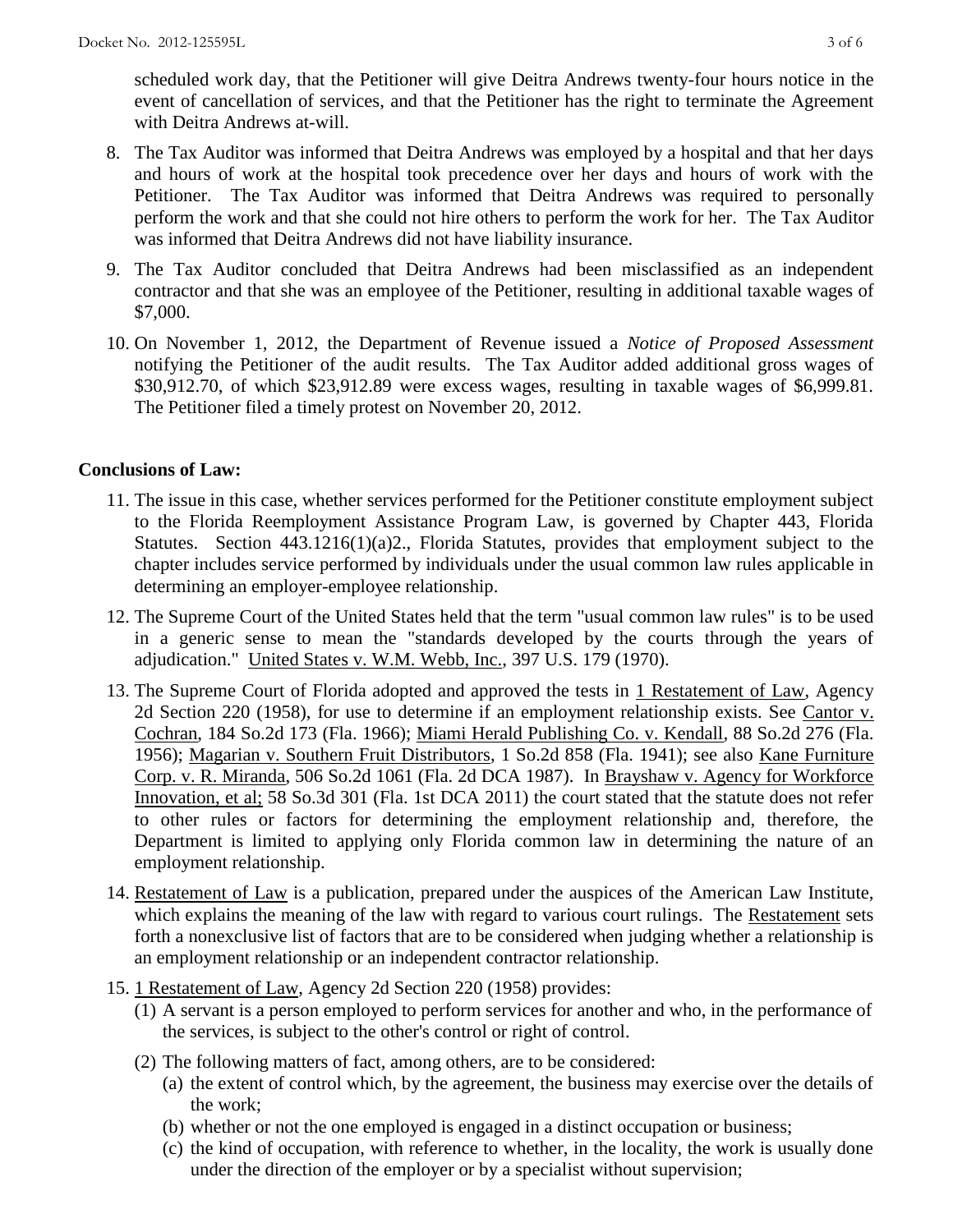scheduled work day, that the Petitioner will give Deitra Andrews twenty-four hours notice in the event of cancellation of services, and that the Petitioner has the right to terminate the Agreement with Deitra Andrews at-will.

8. The Tax Auditor was informed that Deitra Andrews was employed by a hospital and that her days and hours of work at the hospital took precedence over her days and hours of work with the Petitioner. The Tax Auditor was informed that Deitra Andrews was required to personally perform the work and that she could not hire others to perform the work for her. The Tax Auditor was informed that Deitra Andrews did not have liability insurance.

9. The Tax Auditor concluded that Deitra Andrews had been misclassified as an independent contractor and that she was an employee of the Petitioner, resulting in additional taxable wages of $7,000.

10. On November 1, 2012, the Department of Revenue issued a *Notice of Proposed Assessment* notifying the Petitioner of the audit results. The Tax Auditor added additional gross wages of $30,912.70, of which $23,912.89 were excess wages, resulting in taxable wages of $6,999.81. The Petitioner filed a timely protest on November 20, 2012.

## Conclusions of Law:

11. The issue in this case, whether services performed for the Petitioner constitute employment subject to the Florida Reemployment Assistance Program Law, is governed by Chapter 443, Florida Statutes. Section 443.1216(1)(a)2., Florida Statutes, provides that employment subject to the chapter includes service performed by individuals under the usual common law rules applicable in determining an employer-employee relationship.

12. The Supreme Court of the United States held that the term "usual common law rules" is to be used in a generic sense to mean the "standards developed by the courts through the years of adjudication." United States v. W.M. Webb, Inc., 397 U.S. 179 (1970).

13. The Supreme Court of Florida adopted and approved the tests in 1 Restatement of Law, Agency 2d Section 220 (1958), for use to determine if an employment relationship exists. See Cantor v. Cochran, 184 So.2d 173 (Fla. 1966); Miami Herald Publishing Co. v. Kendall, 88 So.2d 276 (Fla. 1956); Magarian v. Southern Fruit Distributors, 1 So.2d 858 (Fla. 1941); see also Kane Furniture Corp. v. R. Miranda, 506 So.2d 1061 (Fla. 2d DCA 1987). In Brayshaw v. Agency for Workforce Innovation, et al; 58 So.3d 301 (Fla. 1st DCA 2011) the court stated that the statute does not refer to other rules or factors for determining the employment relationship and, therefore, the Department is limited to applying only Florida common law in determining the nature of an employment relationship.

14. Restatement of Law is a publication, prepared under the auspices of the American Law Institute, which explains the meaning of the law with regard to various court rulings. The Restatement sets forth a nonexclusive list of factors that are to be considered when judging whether a relationship is an employment relationship or an independent contractor relationship.

15. 1 Restatement of Law, Agency 2d Section 220 (1958) provides:
    (1) A servant is a person employed to perform services for another and who, in the performance of the services, is subject to the other's control or right of control.
    (2) The following matters of fact, among others, are to be considered:
        (a) the extent of control which, by the agreement, the business may exercise over the details of the work;
        (b) whether or not the one employed is engaged in a distinct occupation or business;
        (c) the kind of occupation, with reference to whether, in the locality, the work is usually done under the direction of the employer or by a specialist without supervision;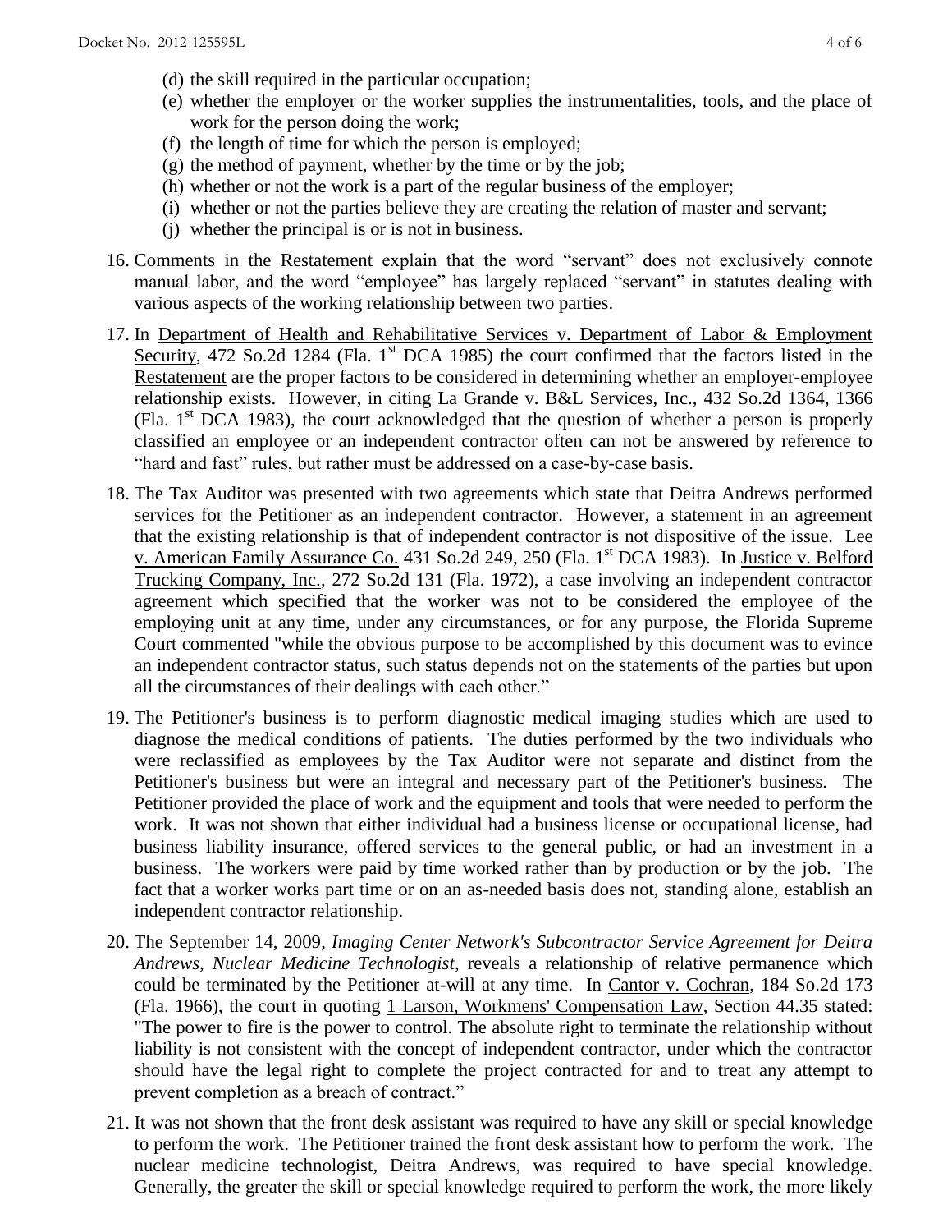- (d) the skill required in the particular occupation;
- (e) whether the employer or the worker supplies the instrumentalities, tools, and the place of work for the person doing the work;
- (f) the length of time for which the person is employed;
- (g) the method of payment, whether by the time or by the job;
- (h) whether or not the work is a part of the regular business of the employer;
- (i) whether or not the parties believe they are creating the relation of master and servant;
- (j) whether the principal is or is not in business.

16. Comments in the Restatement explain that the word "servant" does not exclusively connote manual labor, and the word "employee" has largely replaced "servant" in statutes dealing with various aspects of the working relationship between two parties.

17. In Department of Health and Rehabilitative Services v. Department of Labor & Employment Security, 472 So.2d 1284 (Fla. 1st DCA 1985) the court confirmed that the factors listed in the Restatement are the proper factors to be considered in determining whether an employer-employee relationship exists. However, in citing La Grande v. B&L Services, Inc., 432 So.2d 1364, 1366 (Fla. 1st DCA 1983), the court acknowledged that the question of whether a person is properly classified an employee or an independent contractor often can not be answered by reference to "hard and fast" rules, but rather must be addressed on a case-by-case basis.

18. The Tax Auditor was presented with two agreements which state that Deitra Andrews performed services for the Petitioner as an independent contractor. However, a statement in an agreement that the existing relationship is that of independent contractor is not dispositive of the issue. Lee v. American Family Assurance Co. 431 So.2d 249, 250 (Fla. 1st DCA 1983). In Justice v. Belford Trucking Company, Inc., 272 So.2d 131 (Fla. 1972), a case involving an independent contractor agreement which specified that the worker was not to be considered the employee of the employing unit at any time, under any circumstances, or for any purpose, the Florida Supreme Court commented "while the obvious purpose to be accomplished by this document was to evince an independent contractor status, such status depends not on the statements of the parties but upon all the circumstances of their dealings with each other."

19. The Petitioner's business is to perform diagnostic medical imaging studies which are used to diagnose the medical conditions of patients. The duties performed by the two individuals who were reclassified as employees by the Tax Auditor were not separate and distinct from the Petitioner's business but were an integral and necessary part of the Petitioner's business. The Petitioner provided the place of work and the equipment and tools that were needed to perform the work. It was not shown that either individual had a business license or occupational license, had business liability insurance, offered services to the general public, or had an investment in a business. The workers were paid by time worked rather than by production or by the job. The fact that a worker works part time or on an as-needed basis does not, standing alone, establish an independent contractor relationship.

20. The September 14, 2009, *Imaging Center Network's Subcontractor Service Agreement for Deitra Andrews, Nuclear Medicine Technologist*, reveals a relationship of relative permanence which could be terminated by the Petitioner at-will at any time. In Cantor v. Cochran, 184 So.2d 173 (Fla. 1966), the court in quoting 1 Larson, Workmens' Compensation Law, Section 44.35 stated: "The power to fire is the power to control. The absolute right to terminate the relationship without liability is not consistent with the concept of independent contractor, under which the contractor should have the legal right to complete the project contracted for and to treat any attempt to prevent completion as a breach of contract."

21. It was not shown that the front desk assistant was required to have any skill or special knowledge to perform the work. The Petitioner trained the front desk assistant how to perform the work. The nuclear medicine technologist, Deitra Andrews, was required to have special knowledge. Generally, the greater the skill or special knowledge required to perform the work, the more likely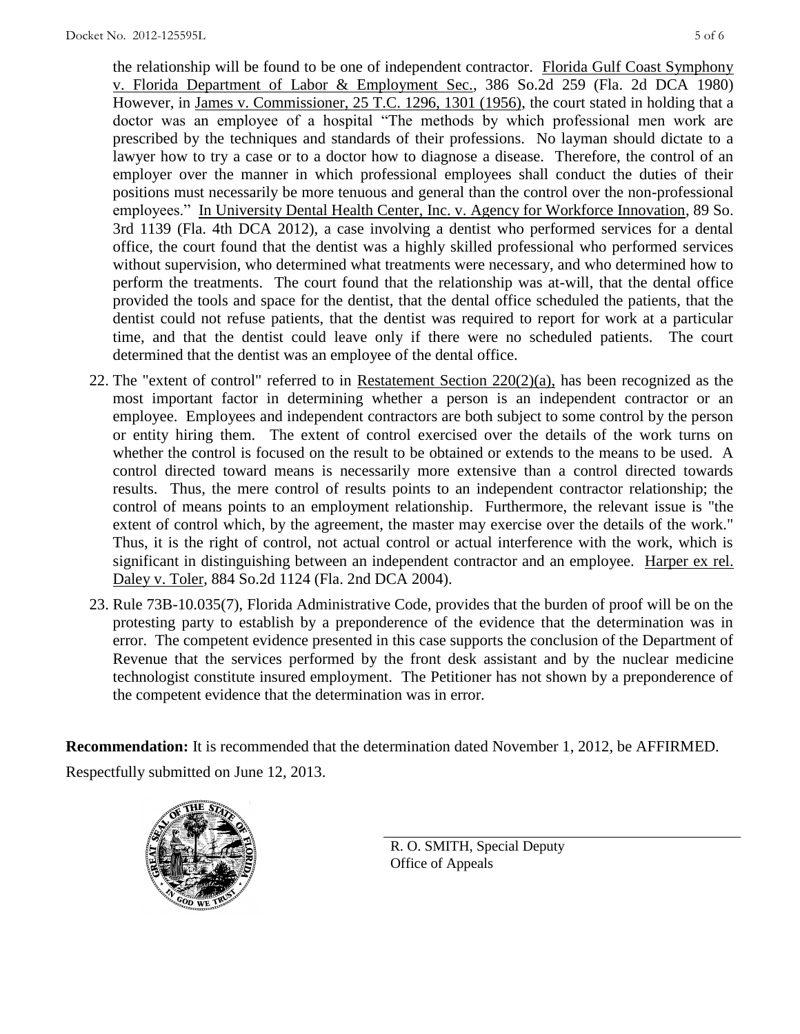the relationship will be found to be one of independent contractor. Florida Gulf Coast Symphony v. Florida Department of Labor & Employment Sec., 386 So.2d 259 (Fla. 2d DCA 1980) However, in James v. Commissioner, 25 T.C. 1296, 1301 (1956), the court stated in holding that a doctor was an employee of a hospital "The methods by which professional men work are prescribed by the techniques and standards of their professions. No layman should dictate to a lawyer how to try a case or to a doctor how to diagnose a disease. Therefore, the control of an employer over the manner in which professional employees shall conduct the duties of their positions must necessarily be more tenuous and general than the control over the non-professional employees." In University Dental Health Center, Inc. v. Agency for Workforce Innovation, 89 So. 3rd 1139 (Fla. 4th DCA 2012), a case involving a dentist who performed services for a dental office, the court found that the dentist was a highly skilled professional who performed services without supervision, who determined what treatments were necessary, and who determined how to perform the treatments. The court found that the relationship was at-will, that the dental office provided the tools and space for the dentist, that the dental office scheduled the patients, that the dentist could not refuse patients, that the dentist was required to report for work at a particular time, and that the dentist could leave only if there were no scheduled patients. The court determined that the dentist was an employee of the dental office.

22. The "extent of control" referred to in Restatement Section 220(2)(a), has been recognized as the most important factor in determining whether a person is an independent contractor or an employee. Employees and independent contractors are both subject to some control by the person or entity hiring them. The extent of control exercised over the details of the work turns on whether the control is focused on the result to be obtained or extends to the means to be used. A control directed toward means is necessarily more extensive than a control directed towards results. Thus, the mere control of results points to an independent contractor relationship; the control of means points to an employment relationship. Furthermore, the relevant issue is "the extent of control which, by the agreement, the master may exercise over the details of the work." Thus, it is the right of control, not actual control or actual interference with the work, which is significant in distinguishing between an independent contractor and an employee. Harper ex rel. Daley v. Toler, 884 So.2d 1124 (Fla. 2nd DCA 2004).

23. Rule 73B-10.035(7), Florida Administrative Code, provides that the burden of proof will be on the protesting party to establish by a preponderence of the evidence that the determination was in error. The competent evidence presented in this case supports the conclusion of the Department of Revenue that the services performed by the front desk assistant and by the nuclear medicine technologist constitute insured employment. The Petitioner has not shown by a preponderence of the competent evidence that the determination was in error.

**Recommendation:** It is recommended that the determination dated November 1, 2012, be AFFIRMED.

Respectfully submitted on June 12, 2013.

R. O. SMITH, Special Deputy
Office of Appeals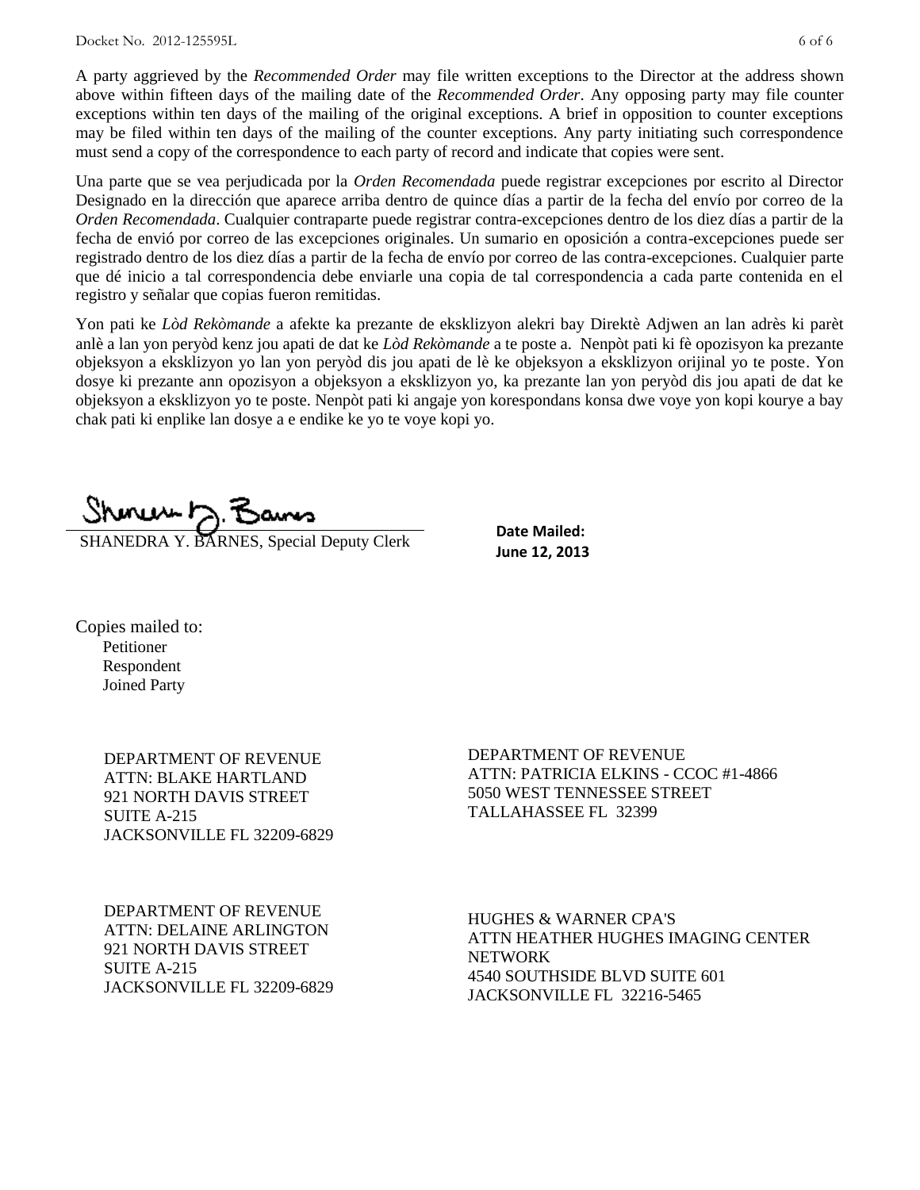A party aggrieved by the *Recommended Order* may file written exceptions to the Director at the address shown above within fifteen days of the mailing date of the *Recommended Order*. Any opposing party may file counter exceptions within ten days of the mailing of the original exceptions. A brief in opposition to counter exceptions may be filed within ten days of the mailing of the counter exceptions. Any party initiating such correspondence must send a copy of the correspondence to each party of record and indicate that copies were sent.

Una parte que se vea perjudicada por la *Orden Recomendada* puede registrar excepciones por escrito al Director Designado en la dirección que aparece arriba dentro de quince días a partir de la fecha del envío por correo de la *Orden Recomendada*. Cualquier contraparte puede registrar contra-excepciones dentro de los diez días a partir de la fecha de envió por correo de las excepciones originales. Un sumario en oposición a contra-excepciones puede ser registrado dentro de los diez días a partir de la fecha de envío por correo de las contra-excepciones. Cualquier parte que dé inicio a tal correspondencia debe enviarle una copia de tal correspondencia a cada parte contenida en el registro y señalar que copias fueron remitidas.

Yon pati ke *Lòd Rekòmande* a afekte ka prezante de eksklizyon alekri bay Direktè Adjwen an lan adrès ki parèt anlè a lan yon peryòd kenz jou apati de dat ke *Lòd Rekòmande* a te poste a. Nenpòt pati ki fè opozisyon ka prezante objeksyon a eksklizyon yo lan yon peryòd dis jou apati de lè ke objeksyon a eksklizyon orijinal yo te poste. Yon dosye ki prezante ann opozisyon a objeksyon a eksklizyon yo, ka prezante lan yon peryòd dis jou apati de dat ke objeksyon a eksklizyon yo te poste. Nenpòt pati ki angaje yon korespondans konsa dwe voye yon kopi kourye a bay chak pati ki enplike lan dosye a e endike ke yo te voye kopi yo.

SHANEDRA Y. BARNES, Special Deputy Clerk

**Date Mailed:**
**June 12, 2013**

Copies mailed to:
Petitioner
Respondent
Joined Party

DEPARTMENT OF REVENUE
ATTN: BLAKE HARTLAND
921 NORTH DAVIS STREET
SUITE A-215
JACKSONVILLE FL 32209-6829

DEPARTMENT OF REVENUE
ATTN: PATRICIA ELKINS - CCOC #1-4866
5050 WEST TENNESSEE STREET
TALLAHASSEE FL 32399

DEPARTMENT OF REVENUE
ATTN: DELAINE ARLINGTON
921 NORTH DAVIS STREET
SUITE A-215
JACKSONVILLE FL 32209-6829

HUGHES & WARNER CPA'S
ATTN HEATHER HUGHES IMAGING CENTER NETWORK
4540 SOUTHSIDE BLVD SUITE 601
JACKSONVILLE FL 32216-5465